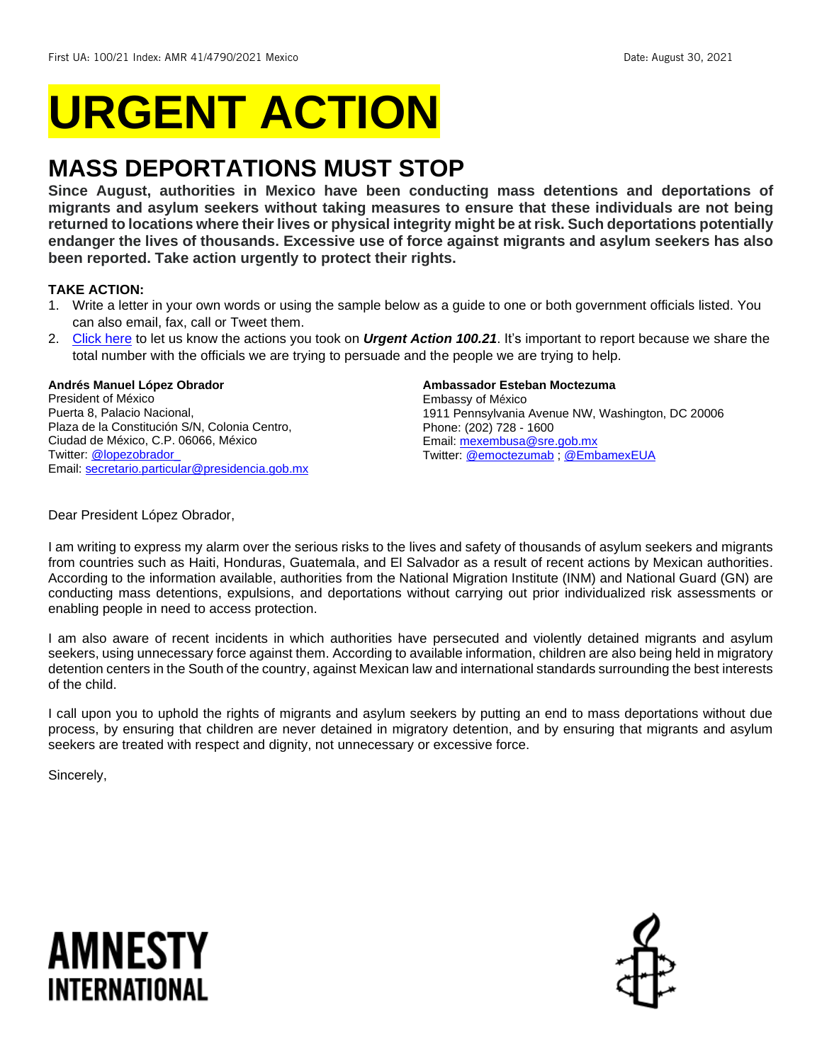First UA: 100/21 Index: AMR 41/4790/2021 Mexico Date: August 30, 2021

# URGENT ACTION

## MASS DEPORTATIONS MUST STOP

**Since August, authorities in Mexico have been conducting mass detentions and deportations of migrants and asylum seekers without taking measures to ensure that these individuals are not being returned to locations where their lives or physical integrity might be at risk. Such deportations potentially endanger the lives of thousands. Excessive use of force against migrants and asylum seekers has also been reported. Take action urgently to protect their rights.**

**TAKE ACTION:**

1. Write a letter in your own words or using the sample below as a guide to one or both government officials listed. You can also email, fax, call or Tweet them.
2. Click here to let us know the actions you took on ***Urgent Action 100.21***. It's important to report because we share the total number with the officials we are trying to persuade and the people we are trying to help.

**Andrés Manuel López Obrador**
President of México
Puerta 8, Palacio Nacional,
Plaza de la Constitución S/N, Colonia Centro,
Ciudad de México, C.P. 06066, México
Twitter: @lopezobrador_
Email: secretario.particular@presidencia.gob.mx

**Ambassador Esteban Moctezuma**
Embassy of México
1911 Pennsylvania Avenue NW, Washington, DC 20006
Phone: (202) 728 - 1600
Email: mexembusa@sre.gob.mx
Twitter: @emoctezumab ; @EmbamexEUA

Dear President López Obrador,

I am writing to express my alarm over the serious risks to the lives and safety of thousands of asylum seekers and migrants from countries such as Haiti, Honduras, Guatemala, and El Salvador as a result of recent actions by Mexican authorities. According to the information available, authorities from the National Migration Institute (INM) and National Guard (GN) are conducting mass detentions, expulsions, and deportations without carrying out prior individualized risk assessments or enabling people in need to access protection.

I am also aware of recent incidents in which authorities have persecuted and violently detained migrants and asylum seekers, using unnecessary force against them. According to available information, children are also being held in migratory detention centers in the South of the country, against Mexican law and international standards surrounding the best interests of the child.

I call upon you to uphold the rights of migrants and asylum seekers by putting an end to mass deportations without due process, by ensuring that children are never detained in migratory detention, and by ensuring that migrants and asylum seekers are treated with respect and dignity, not unnecessary or excessive force.

Sincerely,

AMNESTY INTERNATIONAL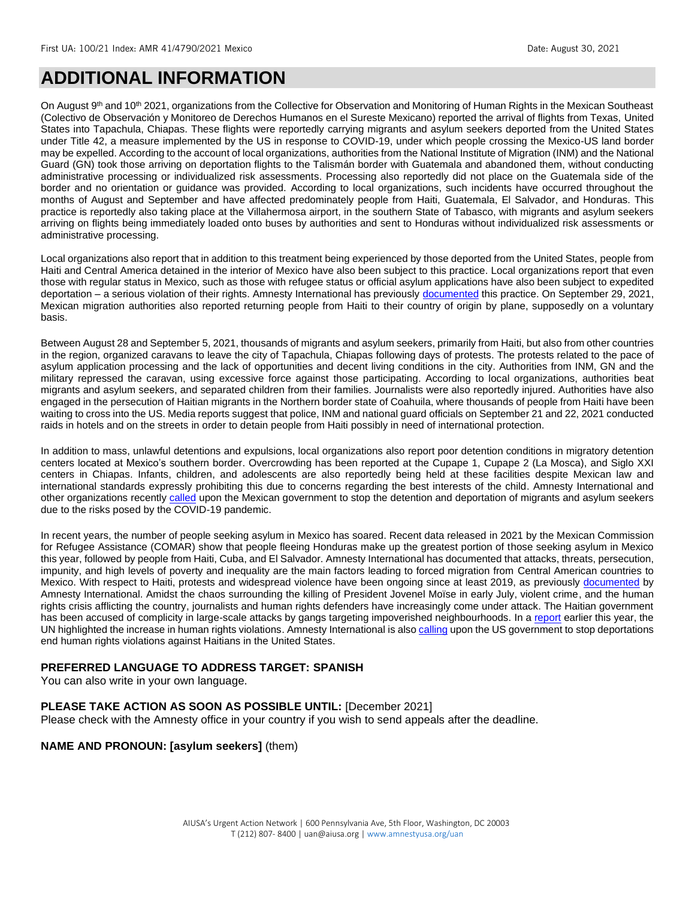# ADDITIONAL INFORMATION

On August 9th and 10th 2021, organizations from the Collective for Observation and Monitoring of Human Rights in the Mexican Southeast (Colectivo de Observación y Monitoreo de Derechos Humanos en el Sureste Mexicano) reported the arrival of flights from Texas, United States into Tapachula, Chiapas. These flights were reportedly carrying migrants and asylum seekers deported from the United States under Title 42, a measure implemented by the US in response to COVID-19, under which people crossing the Mexico-US land border may be expelled. According to the account of local organizations, authorities from the National Institute of Migration (INM) and the National Guard (GN) took those arriving on deportation flights to the Talismán border with Guatemala and abandoned them, without conducting administrative processing or individualized risk assessments. Processing also reportedly did not place on the Guatemala side of the border and no orientation or guidance was provided. According to local organizations, such incidents have occurred throughout the months of August and September and have affected predominately people from Haiti, Guatemala, El Salvador, and Honduras. This practice is reportedly also taking place at the Villahermosa airport, in the southern State of Tabasco, with migrants and asylum seekers arriving on flights being immediately loaded onto buses by authorities and sent to Honduras without individualized risk assessments or administrative processing.

Local organizations also report that in addition to this treatment being experienced by those deported from the United States, people from Haiti and Central America detained in the interior of Mexico have also been subject to this practice. Local organizations report that even those with regular status in Mexico, such as those with refugee status or official asylum applications have also been subject to expedited deportation – a serious violation of their rights. Amnesty International has previously documented this practice. On September 29, 2021, Mexican migration authorities also reported returning people from Haiti to their country of origin by plane, supposedly on a voluntary basis.

Between August 28 and September 5, 2021, thousands of migrants and asylum seekers, primarily from Haiti, but also from other countries in the region, organized caravans to leave the city of Tapachula, Chiapas following days of protests. The protests related to the pace of asylum application processing and the lack of opportunities and decent living conditions in the city. Authorities from INM, GN and the military repressed the caravan, using excessive force against those participating. According to local organizations, authorities beat migrants and asylum seekers, and separated children from their families. Journalists were also reportedly injured. Authorities have also engaged in the persecution of Haitian migrants in the Northern border state of Coahuila, where thousands of people from Haiti have been waiting to cross into the US. Media reports suggest that police, INM and national guard officials on September 21 and 22, 2021 conducted raids in hotels and on the streets in order to detain people from Haiti possibly in need of international protection.

In addition to mass, unlawful detentions and expulsions, local organizations also report poor detention conditions in migratory detention centers located at Mexico's southern border. Overcrowding has been reported at the Cupape 1, Cupape 2 (La Mosca), and Siglo XXI centers in Chiapas. Infants, children, and adolescents are also reportedly being held at these facilities despite Mexican law and international standards expressly prohibiting this due to concerns regarding the best interests of the child. Amnesty International and other organizations recently called upon the Mexican government to stop the detention and deportation of migrants and asylum seekers due to the risks posed by the COVID-19 pandemic.

In recent years, the number of people seeking asylum in Mexico has soared. Recent data released in 2021 by the Mexican Commission for Refugee Assistance (COMAR) show that people fleeing Honduras make up the greatest portion of those seeking asylum in Mexico this year, followed by people from Haiti, Cuba, and El Salvador. Amnesty International has documented that attacks, threats, persecution, impunity, and high levels of poverty and inequality are the main factors leading to forced migration from Central American countries to Mexico. With respect to Haiti, protests and widespread violence have been ongoing since at least 2019, as previously documented by Amnesty International. Amidst the chaos surrounding the killing of President Jovenel Moïse in early July, violent crime, and the human rights crisis afflicting the country, journalists and human rights defenders have increasingly come under attack. The Haitian government has been accused of complicity in large-scale attacks by gangs targeting impoverished neighbourhoods. In a report earlier this year, the UN highlighted the increase in human rights violations. Amnesty International is also calling upon the US government to stop deportations end human rights violations against Haitians in the United States.

**PREFERRED LANGUAGE TO ADDRESS TARGET: SPANISH**
You can also write in your own language.

**PLEASE TAKE ACTION AS SOON AS POSSIBLE UNTIL:** [December 2021]
Please check with the Amnesty office in your country if you wish to send appeals after the deadline.

**NAME AND PRONOUN: [asylum seekers]** (them)